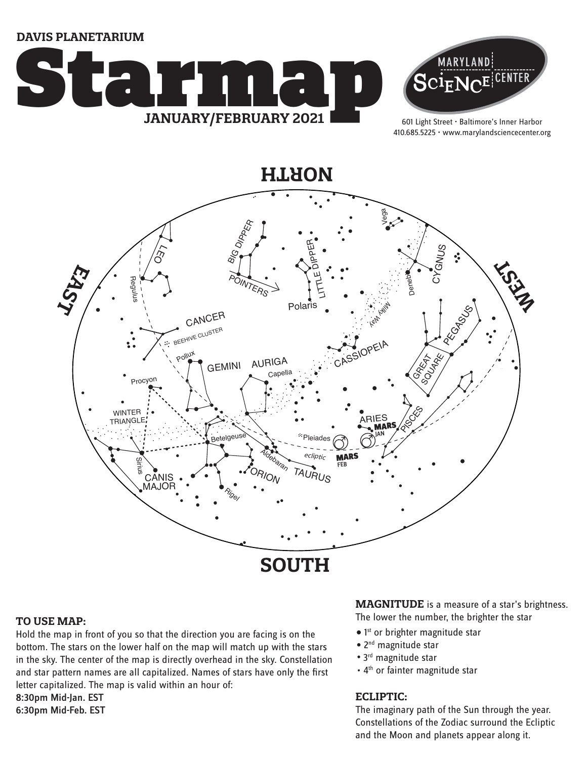DAVIS PLANETARIUM

# Starmap

**JANUARY/FEBRUARY 2021**

MARYLAND SCIENCE CENTER

601 Light Street • Baltimore's Inner Harbor
410.685.5225 • www.marylandsciencecenter.org

NORTH

EAST

WEST

SOUTH

LEO, Regulus, BIG DIPPER, POINTERS, LITTLE DIPPER, Polaris, Vega, CYGNUS, Deneb, Milky Way, CANCER, BEEHIVE CLUSTER, Pollux, GEMINI, AURIGA, Capella, CASSIOPEIA, PEGASUS, GREAT SQUARE, Procyon, WINTER TRIANGLE, Betelgeuse, Pleiades, ARIES, MARS JAN, PISCES, Sirius, Aldebaran, ecliptic, MARS FEB, CANIS MAJOR, ORION, TAURUS, Rigel

### TO USE MAP:

Hold the map in front of you so that the direction you are facing is on the bottom. The stars on the lower half on the map will match up with the stars in the sky. The center of the map is directly overhead in the sky. Constellation and star pattern names are all capitalized. Names of stars have only the first letter capitalized. The map is valid within an hour of:

**8:30pm Mid-Jan. EST**
**6:30pm Mid-Feb. EST**

**MAGNITUDE** is a measure of a star's brightness. The lower the number, the brighter the star

- 1st or brighter magnitude star
- 2nd magnitude star
- 3rd magnitude star
- 4th or fainter magnitude star

### ECLIPTIC:

The imaginary path of the Sun through the year. Constellations of the Zodiac surround the Ecliptic and the Moon and planets appear along it.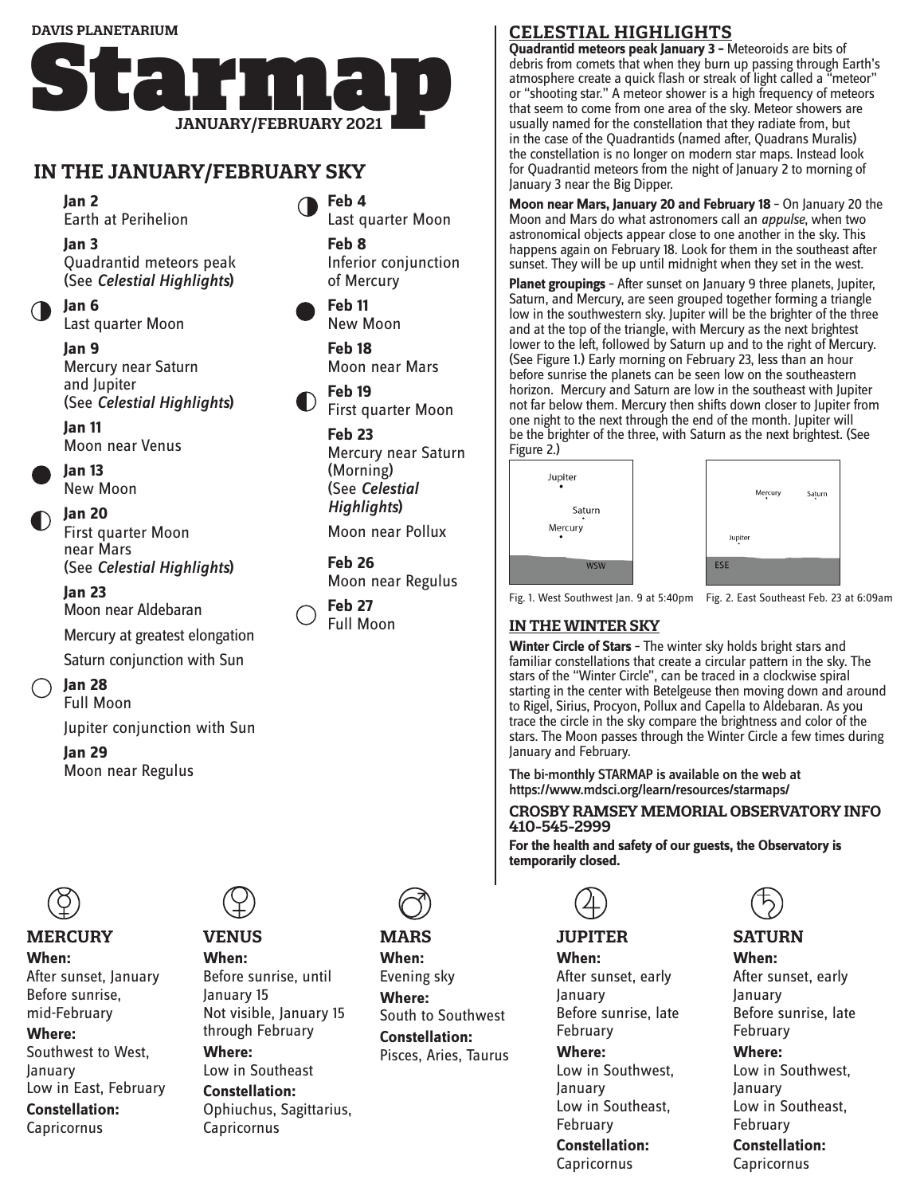DAVIS PLANETARIUM

# Starmap

JANUARY/FEBRUARY 2021

## IN THE JANUARY/FEBRUARY SKY

**Jan 2**
Earth at Perihelion

**Jan 3**
Quadrantid meteors peak
(See *Celestial Highlights*)

**Jan 6**
Last quarter Moon

**Jan 9**
Mercury near Saturn and Jupiter
(See *Celestial Highlights*)

**Jan 11**
Moon near Venus

**Jan 13**
New Moon

**Jan 20**
First quarter Moon near Mars
(See *Celestial Highlights*)

**Jan 23**
Moon near Aldebaran

Mercury at greatest elongation

Saturn conjunction with Sun

**Jan 28**
Full Moon

Jupiter conjunction with Sun

**Jan 29**
Moon near Regulus

**Feb 4**
Last quarter Moon

**Feb 8**
Inferior conjunction of Mercury

**Feb 11**
New Moon

**Feb 18**
Moon near Mars

**Feb 19**
First quarter Moon

**Feb 23**
Mercury near Saturn (Morning)
(See *Celestial Highlights*)

Moon near Pollux

**Feb 26**
Moon near Regulus

**Feb 27**
Full Moon

## CELESTIAL HIGHLIGHTS

**Quadrantid meteors peak January 3 –** Meteoroids are bits of debris from comets that when they burn up passing through Earth's atmosphere create a quick flash or streak of light called a "meteor" or "shooting star." A meteor shower is a high frequency of meteors that seem to come from one area of the sky. Meteor showers are usually named for the constellation that they radiate from, but in the case of the Quadrantids (named after, Quadrans Muralis) the constellation is no longer on modern star maps. Instead look for Quadrantid meteors from the night of January 2 to morning of January 3 near the Big Dipper.

**Moon near Mars, January 20 and February 18** – On January 20 the Moon and Mars do what astronomers call an *appulse*, when two astronomical objects appear close to one another in the sky. This happens again on February 18. Look for them in the southeast after sunset. They will be up until midnight when they set in the west.

**Planet groupings** – After sunset on January 9 three planets, Jupiter, Saturn, and Mercury, are seen grouped together forming a triangle low in the southwestern sky. Jupiter will be the brighter of the three and at the top of the triangle, with Mercury as the next brightest lower to the left, followed by Saturn up and to the right of Mercury. (See Figure 1.) Early morning on February 23, less than an hour before sunrise the planets can be seen low on the southeastern horizon. Mercury and Saturn are low in the southeast with Jupiter not far below them. Mercury then shifts down closer to Jupiter from one night to the next through the end of the month. Jupiter will be the brighter of the three, with Saturn as the next brightest. (See Figure 2.)

Jupiter
Saturn
Mercury
WSW

Fig. 1. West Southwest Jan. 9 at 5:40pm

Mercury
Saturn
Jupiter
ESE

Fig. 2. East Southeast Feb. 23 at 6:09am

## IN THE WINTER SKY

**Winter Circle of Stars** – The winter sky holds bright stars and familiar constellations that create a circular pattern in the sky. The stars of the "Winter Circle", can be traced in a clockwise spiral starting in the center with Betelgeuse then moving down and around to Rigel, Sirius, Procyon, Pollux and Capella to Aldebaran. As you trace the circle in the sky compare the brightness and color of the stars. The Moon passes through the Winter Circle a few times during January and February.

**The bi-monthly STARMAP is available on the web at https://www.mdsci.org/learn/resources/starmaps/**

### CROSBY RAMSEY MEMORIAL OBSERVATORY INFO 410-545-2999

**For the health and safety of our guests, the Observatory is temporarily closed.**

### MERCURY

**When:**
After sunset, January
Before sunrise, mid-February

**Where:**
Southwest to West, January
Low in East, February

**Constellation:**
Capricornus

### VENUS

**When:**
Before sunrise, until January 15
Not visible, January 15 through February

**Where:**
Low in Southeast

**Constellation:**
Ophiuchus, Sagittarius, Capricornus

### MARS

**When:**
Evening sky

**Where:**
South to Southwest

**Constellation:**
Pisces, Aries, Taurus

### JUPITER

**When:**
After sunset, early January
Before sunrise, late February

**Where:**
Low in Southwest, January
Low in Southeast, February

**Constellation:**
Capricornus

### SATURN

**When:**
After sunset, early January
Before sunrise, late February

**Where:**
Low in Southwest, January
Low in Southeast, February

**Constellation:**
Capricornus